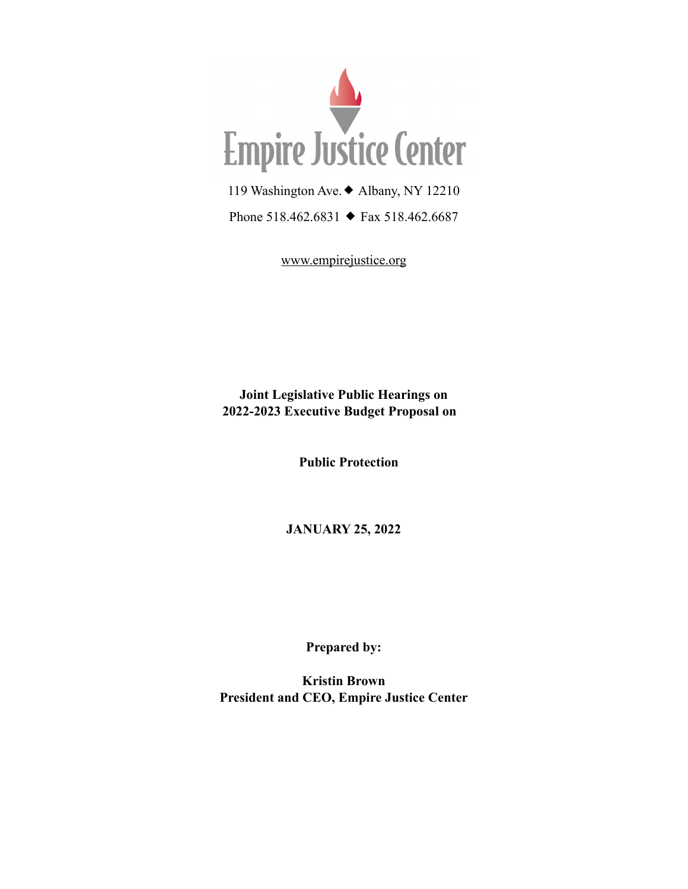# Empire Justice Center

119 Washington Ave. ◆ Albany, NY 12210

Phone 518.462.6831 ◆ Fax 518.462.6687

www.empirejustice.org

**Joint Legislative Public Hearings on**
**2022-2023 Executive Budget Proposal on**

**Public Protection**

**JANUARY 25, 2022**

**Prepared by:**

**Kristin Brown**
**President and CEO, Empire Justice Center**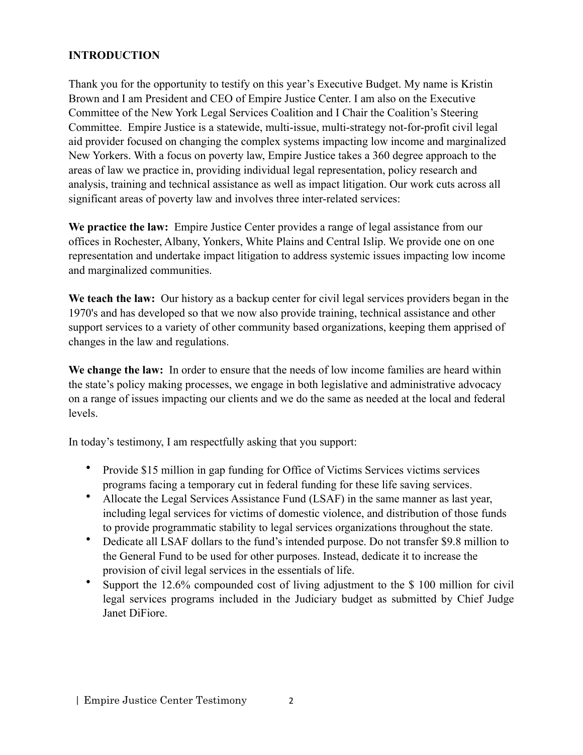## INTRODUCTION

Thank you for the opportunity to testify on this year's Executive Budget. My name is Kristin Brown and I am President and CEO of Empire Justice Center. I am also on the Executive Committee of the New York Legal Services Coalition and I Chair the Coalition's Steering Committee. Empire Justice is a statewide, multi-issue, multi-strategy not-for-profit civil legal aid provider focused on changing the complex systems impacting low income and marginalized New Yorkers. With a focus on poverty law, Empire Justice takes a 360 degree approach to the areas of law we practice in, providing individual legal representation, policy research and analysis, training and technical assistance as well as impact litigation. Our work cuts across all significant areas of poverty law and involves three inter-related services:

**We practice the law:** Empire Justice Center provides a range of legal assistance from our offices in Rochester, Albany, Yonkers, White Plains and Central Islip. We provide one on one representation and undertake impact litigation to address systemic issues impacting low income and marginalized communities.

**We teach the law:** Our history as a backup center for civil legal services providers began in the 1970's and has developed so that we now also provide training, technical assistance and other support services to a variety of other community based organizations, keeping them apprised of changes in the law and regulations.

**We change the law:** In order to ensure that the needs of low income families are heard within the state's policy making processes, we engage in both legislative and administrative advocacy on a range of issues impacting our clients and we do the same as needed at the local and federal levels.

In today's testimony, I am respectfully asking that you support:

- Provide $15 million in gap funding for Office of Victims Services victims services programs facing a temporary cut in federal funding for these life saving services.
- Allocate the Legal Services Assistance Fund (LSAF) in the same manner as last year, including legal services for victims of domestic violence, and distribution of those funds to provide programmatic stability to legal services organizations throughout the state.
- Dedicate all LSAF dollars to the fund's intended purpose. Do not transfer $9.8 million to the General Fund to be used for other purposes. Instead, dedicate it to increase the provision of civil legal services in the essentials of life.
- Support the 12.6% compounded cost of living adjustment to the $ 100 million for civil legal services programs included in the Judiciary budget as submitted by Chief Judge Janet DiFiore.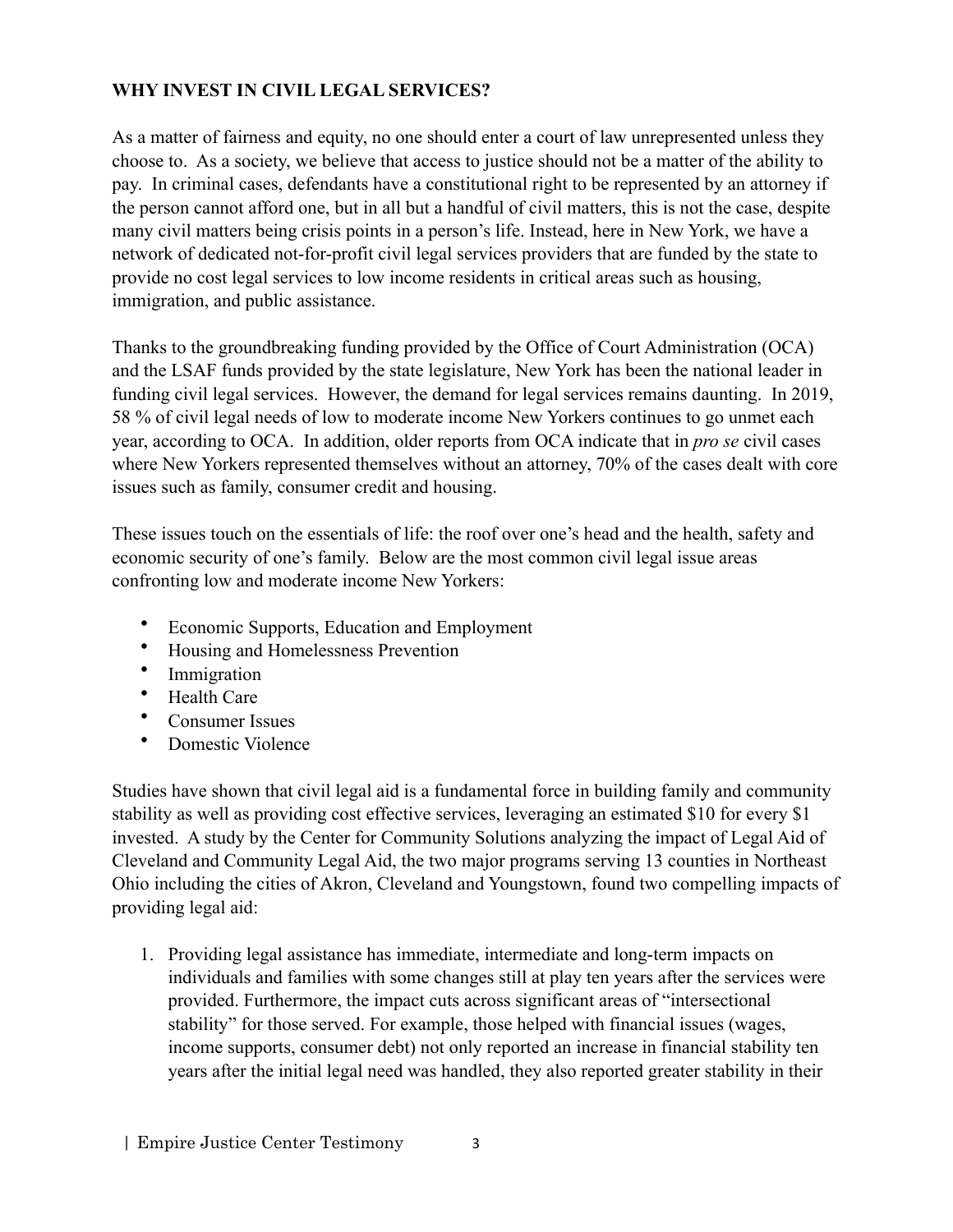**WHY INVEST IN CIVIL LEGAL SERVICES?**

As a matter of fairness and equity, no one should enter a court of law unrepresented unless they choose to. As a society, we believe that access to justice should not be a matter of the ability to pay. In criminal cases, defendants have a constitutional right to be represented by an attorney if the person cannot afford one, but in all but a handful of civil matters, this is not the case, despite many civil matters being crisis points in a person's life. Instead, here in New York, we have a network of dedicated not-for-profit civil legal services providers that are funded by the state to provide no cost legal services to low income residents in critical areas such as housing, immigration, and public assistance.

Thanks to the groundbreaking funding provided by the Office of Court Administration (OCA) and the LSAF funds provided by the state legislature, New York has been the national leader in funding civil legal services. However, the demand for legal services remains daunting. In 2019, 58 % of civil legal needs of low to moderate income New Yorkers continues to go unmet each year, according to OCA. In addition, older reports from OCA indicate that in *pro se* civil cases where New Yorkers represented themselves without an attorney, 70% of the cases dealt with core issues such as family, consumer credit and housing.

These issues touch on the essentials of life: the roof over one's head and the health, safety and economic security of one's family. Below are the most common civil legal issue areas confronting low and moderate income New Yorkers:

- Economic Supports, Education and Employment
- Housing and Homelessness Prevention
- Immigration
- Health Care
- Consumer Issues
- Domestic Violence

Studies have shown that civil legal aid is a fundamental force in building family and community stability as well as providing cost effective services, leveraging an estimated \$10 for every \$1 invested. A study by the Center for Community Solutions analyzing the impact of Legal Aid of Cleveland and Community Legal Aid, the two major programs serving 13 counties in Northeast Ohio including the cities of Akron, Cleveland and Youngstown, found two compelling impacts of providing legal aid:

1. Providing legal assistance has immediate, intermediate and long-term impacts on individuals and families with some changes still at play ten years after the services were provided. Furthermore, the impact cuts across significant areas of "intersectional stability" for those served. For example, those helped with financial issues (wages, income supports, consumer debt) not only reported an increase in financial stability ten years after the initial legal need was handled, they also reported greater stability in their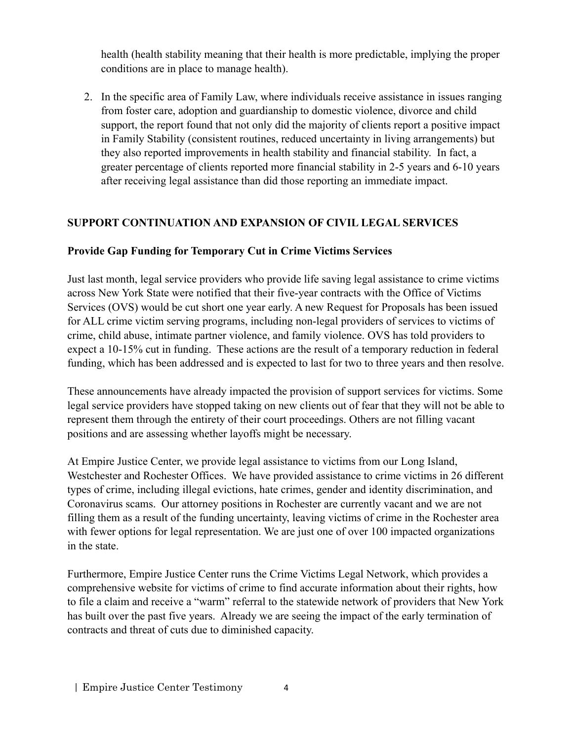health (health stability meaning that their health is more predictable, implying the proper conditions are in place to manage health).

2. In the specific area of Family Law, where individuals receive assistance in issues ranging from foster care, adoption and guardianship to domestic violence, divorce and child support, the report found that not only did the majority of clients report a positive impact in Family Stability (consistent routines, reduced uncertainty in living arrangements) but they also reported improvements in health stability and financial stability. In fact, a greater percentage of clients reported more financial stability in 2-5 years and 6-10 years after receiving legal assistance than did those reporting an immediate impact.

## SUPPORT CONTINUATION AND EXPANSION OF CIVIL LEGAL SERVICES

### Provide Gap Funding for Temporary Cut in Crime Victims Services

Just last month, legal service providers who provide life saving legal assistance to crime victims across New York State were notified that their five-year contracts with the Office of Victims Services (OVS) would be cut short one year early. A new Request for Proposals has been issued for ALL crime victim serving programs, including non-legal providers of services to victims of crime, child abuse, intimate partner violence, and family violence. OVS has told providers to expect a 10-15% cut in funding. These actions are the result of a temporary reduction in federal funding, which has been addressed and is expected to last for two to three years and then resolve.

These announcements have already impacted the provision of support services for victims. Some legal service providers have stopped taking on new clients out of fear that they will not be able to represent them through the entirety of their court proceedings. Others are not filling vacant positions and are assessing whether layoffs might be necessary.

At Empire Justice Center, we provide legal assistance to victims from our Long Island, Westchester and Rochester Offices. We have provided assistance to crime victims in 26 different types of crime, including illegal evictions, hate crimes, gender and identity discrimination, and Coronavirus scams. Our attorney positions in Rochester are currently vacant and we are not filling them as a result of the funding uncertainty, leaving victims of crime in the Rochester area with fewer options for legal representation. We are just one of over 100 impacted organizations in the state.

Furthermore, Empire Justice Center runs the Crime Victims Legal Network, which provides a comprehensive website for victims of crime to find accurate information about their rights, how to file a claim and receive a "warm" referral to the statewide network of providers that New York has built over the past five years. Already we are seeing the impact of the early termination of contracts and threat of cuts due to diminished capacity.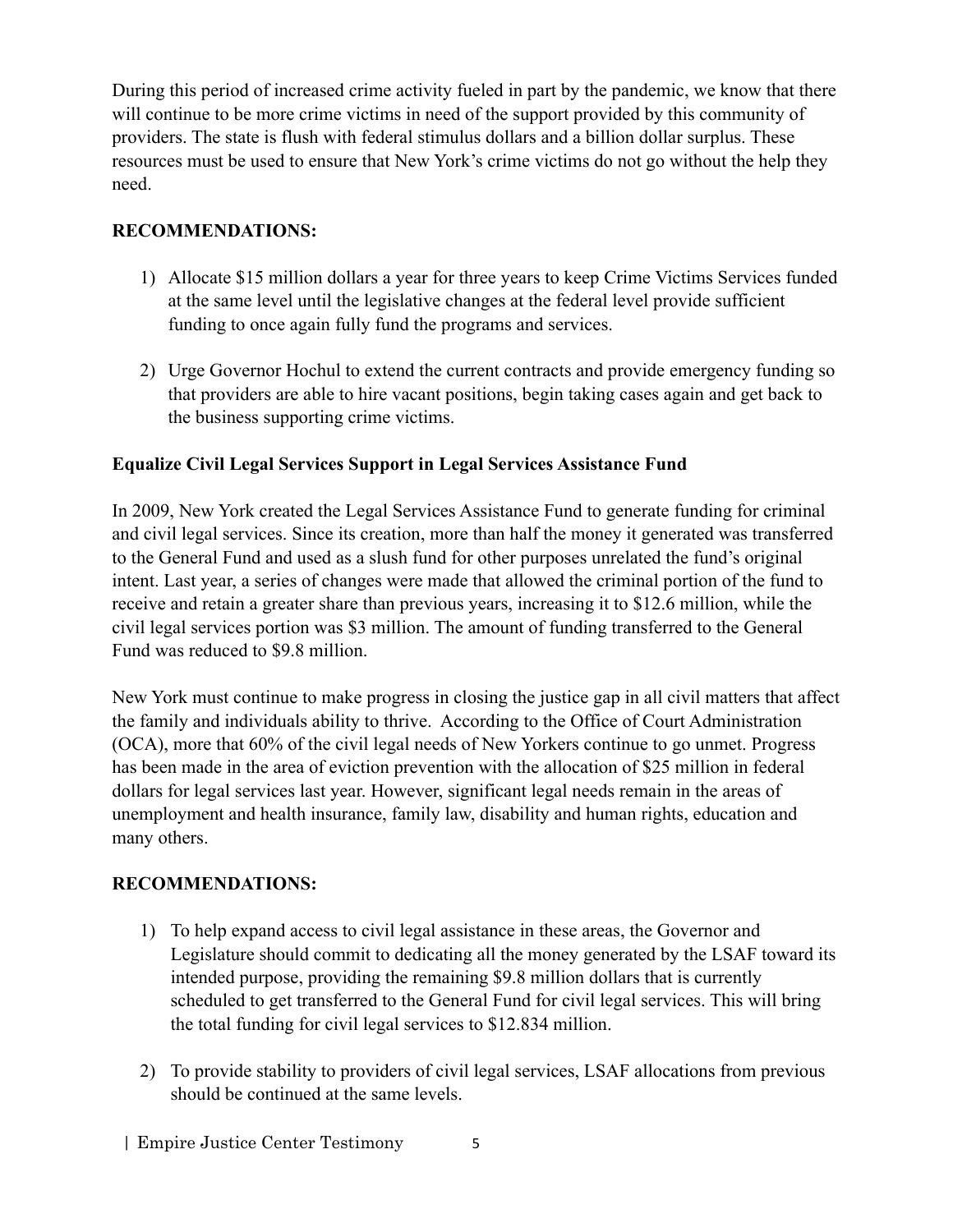During this period of increased crime activity fueled in part by the pandemic, we know that there will continue to be more crime victims in need of the support provided by this community of providers. The state is flush with federal stimulus dollars and a billion dollar surplus. These resources must be used to ensure that New York's crime victims do not go without the help they need.

**RECOMMENDATIONS:**

1) Allocate $15 million dollars a year for three years to keep Crime Victims Services funded at the same level until the legislative changes at the federal level provide sufficient funding to once again fully fund the programs and services.

2) Urge Governor Hochul to extend the current contracts and provide emergency funding so that providers are able to hire vacant positions, begin taking cases again and get back to the business supporting crime victims.

**Equalize Civil Legal Services Support in Legal Services Assistance Fund**

In 2009, New York created the Legal Services Assistance Fund to generate funding for criminal and civil legal services. Since its creation, more than half the money it generated was transferred to the General Fund and used as a slush fund for other purposes unrelated the fund's original intent. Last year, a series of changes were made that allowed the criminal portion of the fund to receive and retain a greater share than previous years, increasing it to $12.6 million, while the civil legal services portion was $3 million. The amount of funding transferred to the General Fund was reduced to $9.8 million.

New York must continue to make progress in closing the justice gap in all civil matters that affect the family and individuals ability to thrive. According to the Office of Court Administration (OCA), more that 60% of the civil legal needs of New Yorkers continue to go unmet. Progress has been made in the area of eviction prevention with the allocation of $25 million in federal dollars for legal services last year. However, significant legal needs remain in the areas of unemployment and health insurance, family law, disability and human rights, education and many others.

**RECOMMENDATIONS:**

1) To help expand access to civil legal assistance in these areas, the Governor and Legislature should commit to dedicating all the money generated by the LSAF toward its intended purpose, providing the remaining $9.8 million dollars that is currently scheduled to get transferred to the General Fund for civil legal services. This will bring the total funding for civil legal services to $12.834 million.

2) To provide stability to providers of civil legal services, LSAF allocations from previous should be continued at the same levels.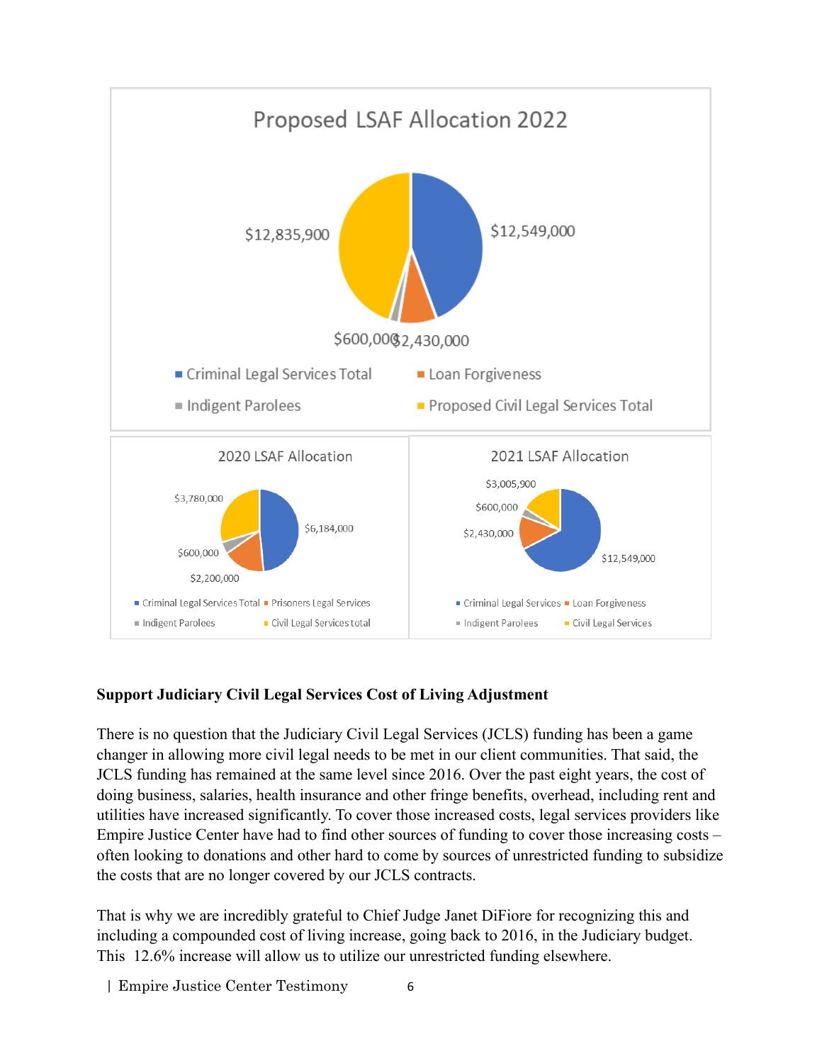**Proposed LSAF Allocation 2022**

- Criminal Legal Services Total: $12,549,000
- Loan Forgiveness: $2,430,000
- Indigent Parolees: $600,000
- Proposed Civil Legal Services Total: $12,835,900

**2020 LSAF Allocation**

- Criminal Legal Services Total: $6,184,000
- Prisoners Legal Services: $2,200,000
- Indigent Parolees: $600,000
- Civil Legal Services total: $3,780,000

**2021 LSAF Allocation**

- Criminal Legal Services: $12,549,000
- Loan Forgiveness: $2,430,000
- Indigent Parolees: $600,000
- Civil Legal Services: $3,005,900

**Support Judiciary Civil Legal Services Cost of Living Adjustment**

There is no question that the Judiciary Civil Legal Services (JCLS) funding has been a game changer in allowing more civil legal needs to be met in our client communities. That said, the JCLS funding has remained at the same level since 2016. Over the past eight years, the cost of doing business, salaries, health insurance and other fringe benefits, overhead, including rent and utilities have increased significantly. To cover those increased costs, legal services providers like Empire Justice Center have had to find other sources of funding to cover those increasing costs – often looking to donations and other hard to come by sources of unrestricted funding to subsidize the costs that are no longer covered by our JCLS contracts.

That is why we are incredibly grateful to Chief Judge Janet DiFiore for recognizing this and including a compounded cost of living increase, going back to 2016, in the Judiciary budget. This 12.6% increase will allow us to utilize our unrestricted funding elsewhere.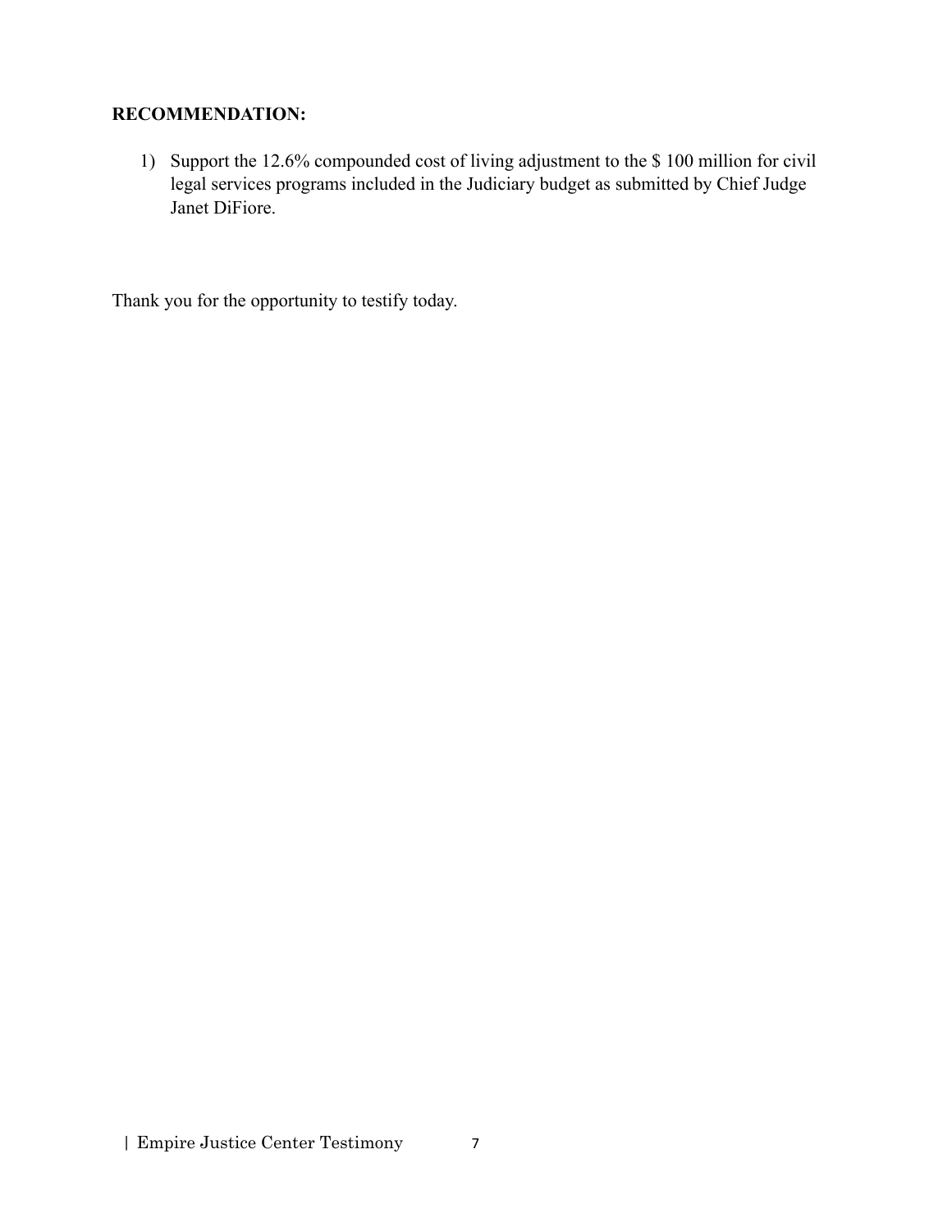**RECOMMENDATION:**

1) Support the 12.6% compounded cost of living adjustment to the $ 100 million for civil legal services programs included in the Judiciary budget as submitted by Chief Judge Janet DiFiore.

Thank you for the opportunity to testify today.